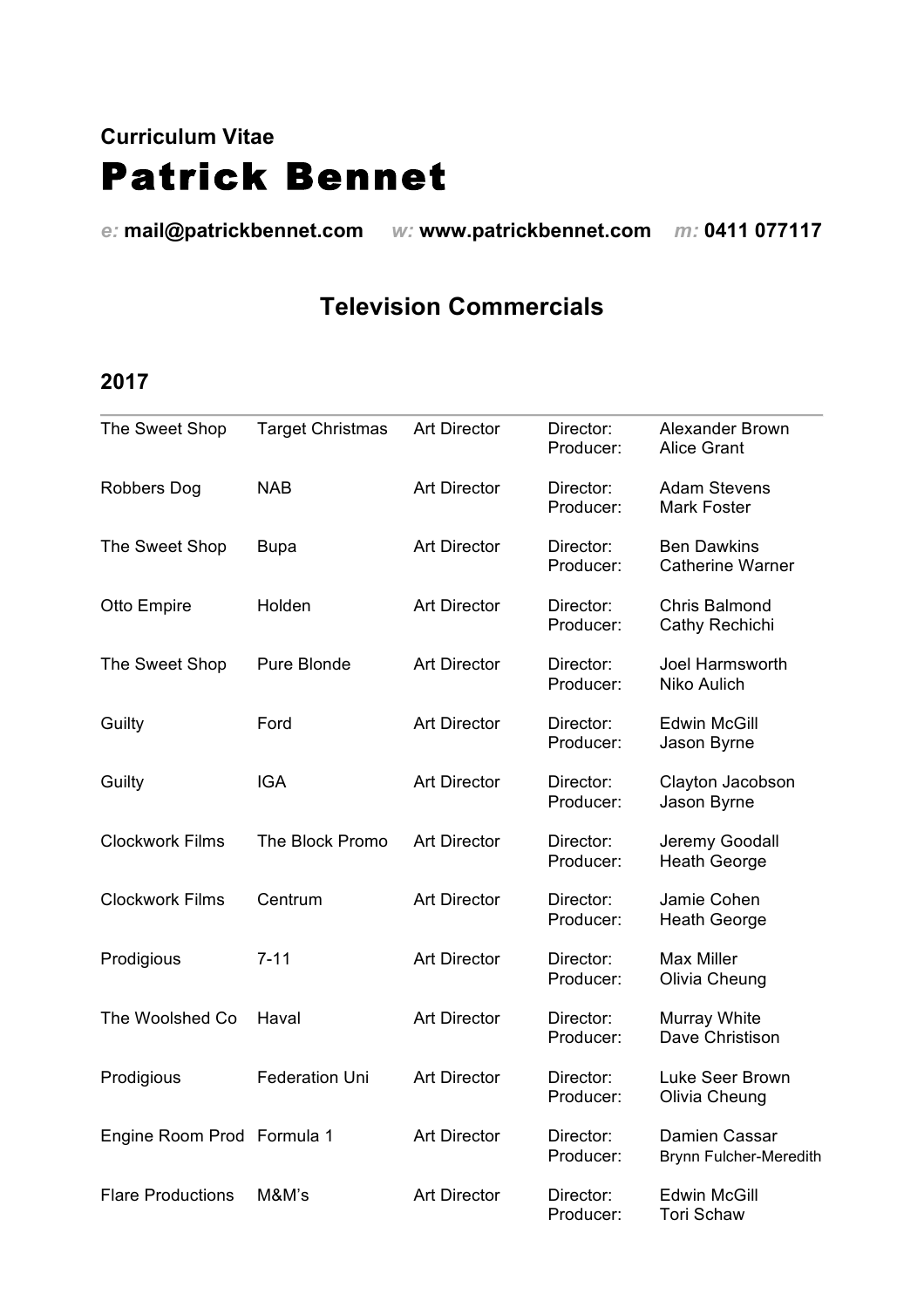**Curriculum Vitae**

# Patrick Bennet

*e:* **mail@patrickbennet.com** *w:* **www.patrickbennet.com** *m:* **0411 077117**

## Television Commercials

### 2017

| | | | | |
|---|---|---|---|---|
| The Sweet Shop | Target Christmas | Art Director | Director:<br>Producer: | Alexander Brown<br>Alice Grant |
| Robbers Dog | NAB | Art Director | Director:<br>Producer: | Adam Stevens<br>Mark Foster |
| The Sweet Shop | Bupa | Art Director | Director:<br>Producer: | Ben Dawkins<br>Catherine Warner |
| Otto Empire | Holden | Art Director | Director:<br>Producer: | Chris Balmond<br>Cathy Rechichi |
| The Sweet Shop | Pure Blonde | Art Director | Director:<br>Producer: | Joel Harmsworth<br>Niko Aulich |
| Guilty | Ford | Art Director | Director:<br>Producer: | Edwin McGill<br>Jason Byrne |
| Guilty | IGA | Art Director | Director:<br>Producer: | Clayton Jacobson<br>Jason Byrne |
| Clockwork Films | The Block Promo | Art Director | Director:<br>Producer: | Jeremy Goodall<br>Heath George |
| Clockwork Films | Centrum | Art Director | Director:<br>Producer: | Jamie Cohen<br>Heath George |
| Prodigious | 7-11 | Art Director | Director:<br>Producer: | Max Miller<br>Olivia Cheung |
| The Woolshed Co | Haval | Art Director | Director:<br>Producer: | Murray White<br>Dave Christison |
| Prodigious | Federation Uni | Art Director | Director:<br>Producer: | Luke Seer Brown<br>Olivia Cheung |
| Engine Room Prod | Formula 1 | Art Director | Director:<br>Producer: | Damien Cassar<br>Brynn Fulcher-Meredith |
| Flare Productions | M&M's | Art Director | Director:<br>Producer: | Edwin McGill<br>Tori Schaw |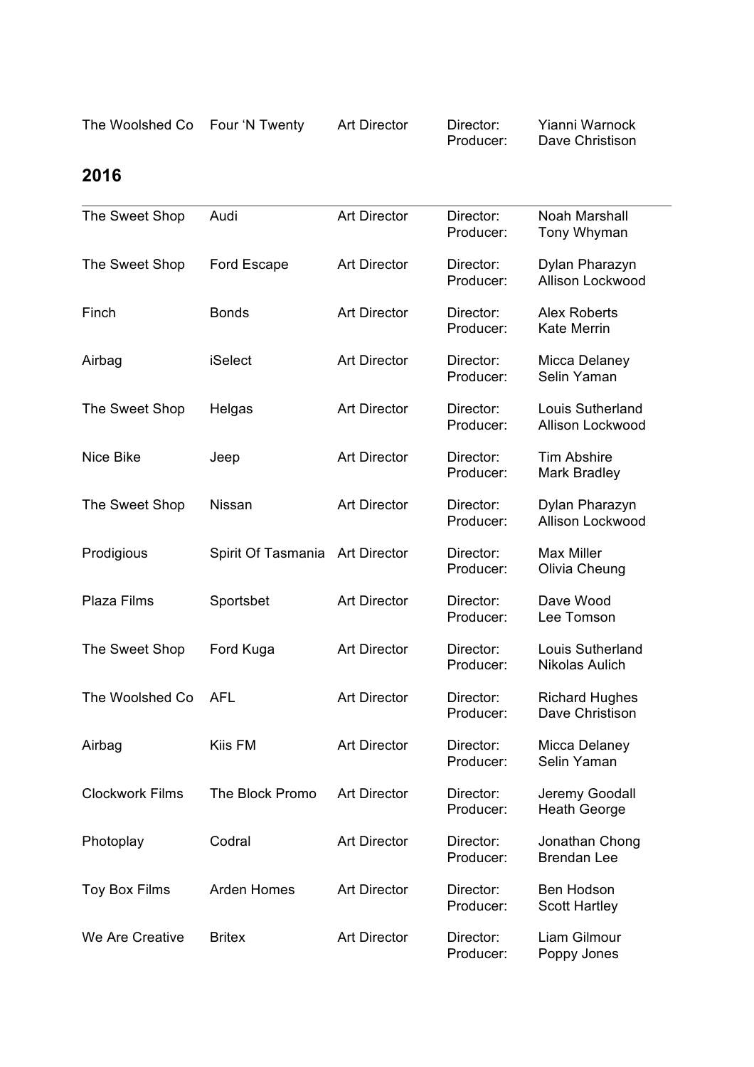| The Woolshed Co | Four 'N Twenty | Art Director | Director:<br>Producer: | Yianni Warnock<br>Dave Christison |
|---|---|---|---|---|

## 2016

| | | | | |
|---|---|---|---|---|
| The Sweet Shop | Audi | Art Director | Director:<br>Producer: | Noah Marshall<br>Tony Whyman |
| The Sweet Shop | Ford Escape | Art Director | Director:<br>Producer: | Dylan Pharazyn<br>Allison Lockwood |
| Finch | Bonds | Art Director | Director:<br>Producer: | Alex Roberts<br>Kate Merrin |
| Airbag | iSelect | Art Director | Director:<br>Producer: | Micca Delaney<br>Selin Yaman |
| The Sweet Shop | Helgas | Art Director | Director:<br>Producer: | Louis Sutherland<br>Allison Lockwood |
| Nice Bike | Jeep | Art Director | Director:<br>Producer: | Tim Abshire<br>Mark Bradley |
| The Sweet Shop | Nissan | Art Director | Director:<br>Producer: | Dylan Pharazyn<br>Allison Lockwood |
| Prodigious | Spirit Of Tasmania | Art Director | Director:<br>Producer: | Max Miller<br>Olivia Cheung |
| Plaza Films | Sportsbet | Art Director | Director:<br>Producer: | Dave Wood<br>Lee Tomson |
| The Sweet Shop | Ford Kuga | Art Director | Director:<br>Producer: | Louis Sutherland<br>Nikolas Aulich |
| The Woolshed Co | AFL | Art Director | Director:<br>Producer: | Richard Hughes<br>Dave Christison |
| Airbag | Kiis FM | Art Director | Director:<br>Producer: | Micca Delaney<br>Selin Yaman |
| Clockwork Films | The Block Promo | Art Director | Director:<br>Producer: | Jeremy Goodall<br>Heath George |
| Photoplay | Codral | Art Director | Director:<br>Producer: | Jonathan Chong<br>Brendan Lee |
| Toy Box Films | Arden Homes | Art Director | Director:<br>Producer: | Ben Hodson<br>Scott Hartley |
| We Are Creative | Britex | Art Director | Director:<br>Producer: | Liam Gilmour<br>Poppy Jones |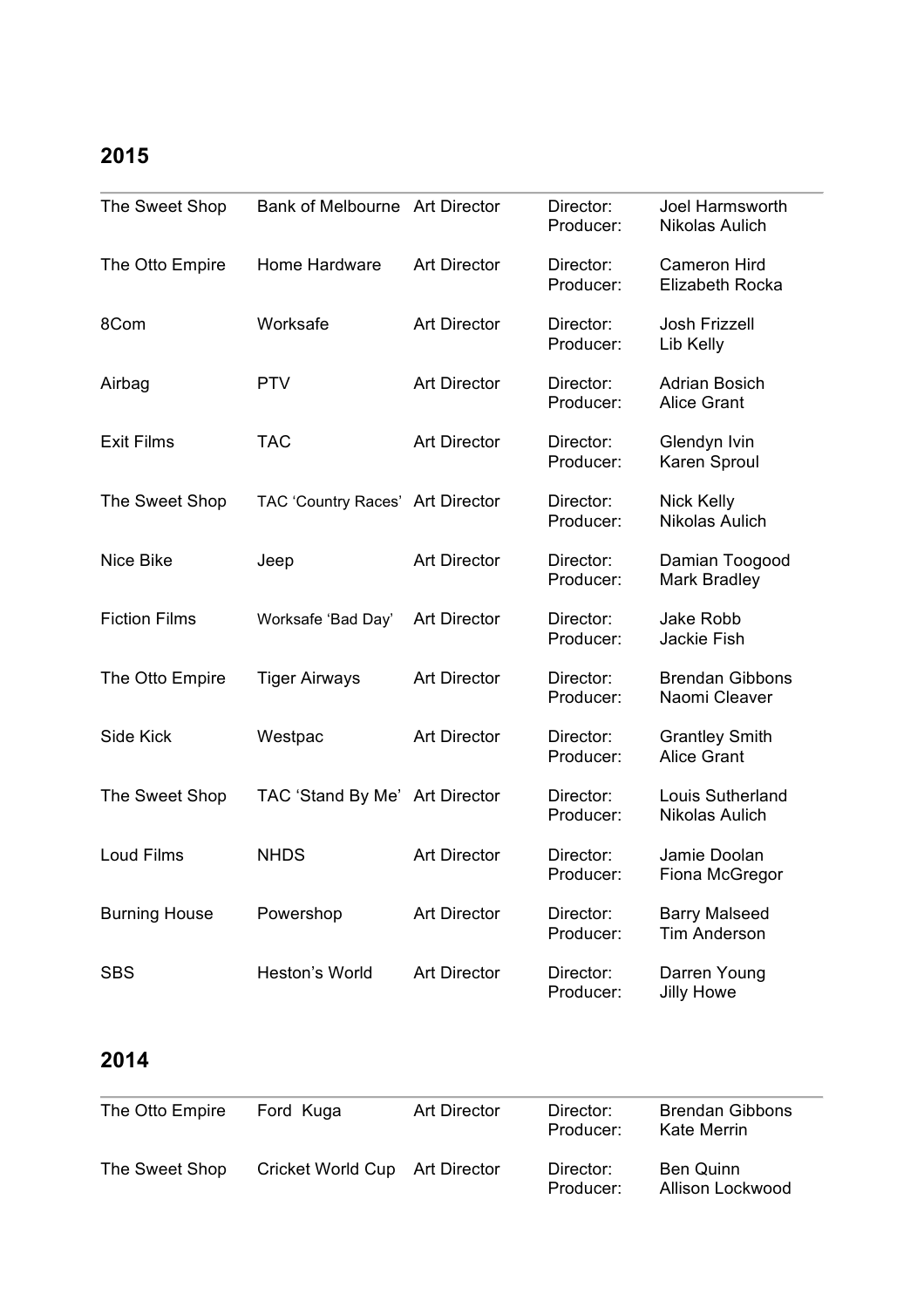## 2015

| | | | | |
|---|---|---|---|---|
| The Sweet Shop | Bank of Melbourne | Art Director | Director:<br>Producer: | Joel Harmsworth<br>Nikolas Aulich |
| The Otto Empire | Home Hardware | Art Director | Director:<br>Producer: | Cameron Hird<br>Elizabeth Rocka |
| 8Com | Worksafe | Art Director | Director:<br>Producer: | Josh Frizzell<br>Lib Kelly |
| Airbag | PTV | Art Director | Director:<br>Producer: | Adrian Bosich<br>Alice Grant |
| Exit Films | TAC | Art Director | Director:<br>Producer: | Glendyn Ivin<br>Karen Sproul |
| The Sweet Shop | TAC 'Country Races' | Art Director | Director:<br>Producer: | Nick Kelly<br>Nikolas Aulich |
| Nice Bike | Jeep | Art Director | Director:<br>Producer: | Damian Toogood<br>Mark Bradley |
| Fiction Films | Worksafe 'Bad Day' | Art Director | Director:<br>Producer: | Jake Robb<br>Jackie Fish |
| The Otto Empire | Tiger Airways | Art Director | Director:<br>Producer: | Brendan Gibbons<br>Naomi Cleaver |
| Side Kick | Westpac | Art Director | Director:<br>Producer: | Grantley Smith<br>Alice Grant |
| The Sweet Shop | TAC 'Stand By Me' | Art Director | Director:<br>Producer: | Louis Sutherland<br>Nikolas Aulich |
| Loud Films | NHDS | Art Director | Director:<br>Producer: | Jamie Doolan<br>Fiona McGregor |
| Burning House | Powershop | Art Director | Director:<br>Producer: | Barry Malseed<br>Tim Anderson |
| SBS | Heston's World | Art Director | Director:<br>Producer: | Darren Young<br>Jilly Howe |

## 2014

| | | | | |
|---|---|---|---|---|
| The Otto Empire | Ford Kuga | Art Director | Director:<br>Producer: | Brendan Gibbons<br>Kate Merrin |
| The Sweet Shop | Cricket World Cup | Art Director | Director:<br>Producer: | Ben Quinn<br>Allison Lockwood |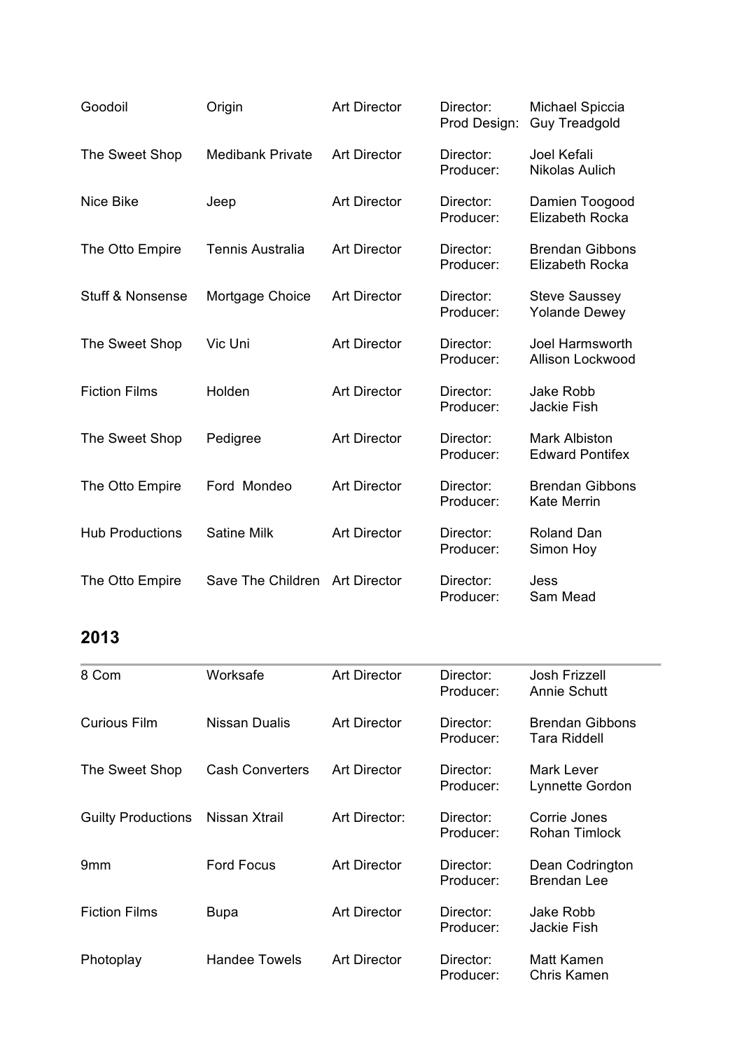| | | | | |
|---|---|---|---|---|
| Goodoil | Origin | Art Director | Director:<br>Prod Design: | Michael Spiccia<br>Guy Treadgold |
| The Sweet Shop | Medibank Private | Art Director | Director:<br>Producer: | Joel Kefali<br>Nikolas Aulich |
| Nice Bike | Jeep | Art Director | Director:<br>Producer: | Damien Toogood<br>Elizabeth Rocka |
| The Otto Empire | Tennis Australia | Art Director | Director:<br>Producer: | Brendan Gibbons<br>Elizabeth Rocka |
| Stuff & Nonsense | Mortgage Choice | Art Director | Director:<br>Producer: | Steve Saussey<br>Yolande Dewey |
| The Sweet Shop | Vic Uni | Art Director | Director:<br>Producer: | Joel Harmsworth<br>Allison Lockwood |
| Fiction Films | Holden | Art Director | Director:<br>Producer: | Jake Robb<br>Jackie Fish |
| The Sweet Shop | Pedigree | Art Director | Director:<br>Producer: | Mark Albiston<br>Edward Pontifex |
| The Otto Empire | Ford Mondeo | Art Director | Director:<br>Producer: | Brendan Gibbons<br>Kate Merrin |
| Hub Productions | Satine Milk | Art Director | Director:<br>Producer: | Roland Dan<br>Simon Hoy |
| The Otto Empire | Save The Children | Art Director | Director:<br>Producer: | Jess<br>Sam Mead |

## 2013

| | | | | |
|---|---|---|---|---|
| 8 Com | Worksafe | Art Director | Director:<br>Producer: | Josh Frizzell<br>Annie Schutt |
| Curious Film | Nissan Dualis | Art Director | Director:<br>Producer: | Brendan Gibbons<br>Tara Riddell |
| The Sweet Shop | Cash Converters | Art Director | Director:<br>Producer: | Mark Lever<br>Lynnette Gordon |
| Guilty Productions | Nissan Xtrail | Art Director: | Director:<br>Producer: | Corrie Jones<br>Rohan Timlock |
| 9mm | Ford Focus | Art Director | Director:<br>Producer: | Dean Codrington<br>Brendan Lee |
| Fiction Films | Bupa | Art Director | Director:<br>Producer: | Jake Robb<br>Jackie Fish |
| Photoplay | Handee Towels | Art Director | Director:<br>Producer: | Matt Kamen<br>Chris Kamen |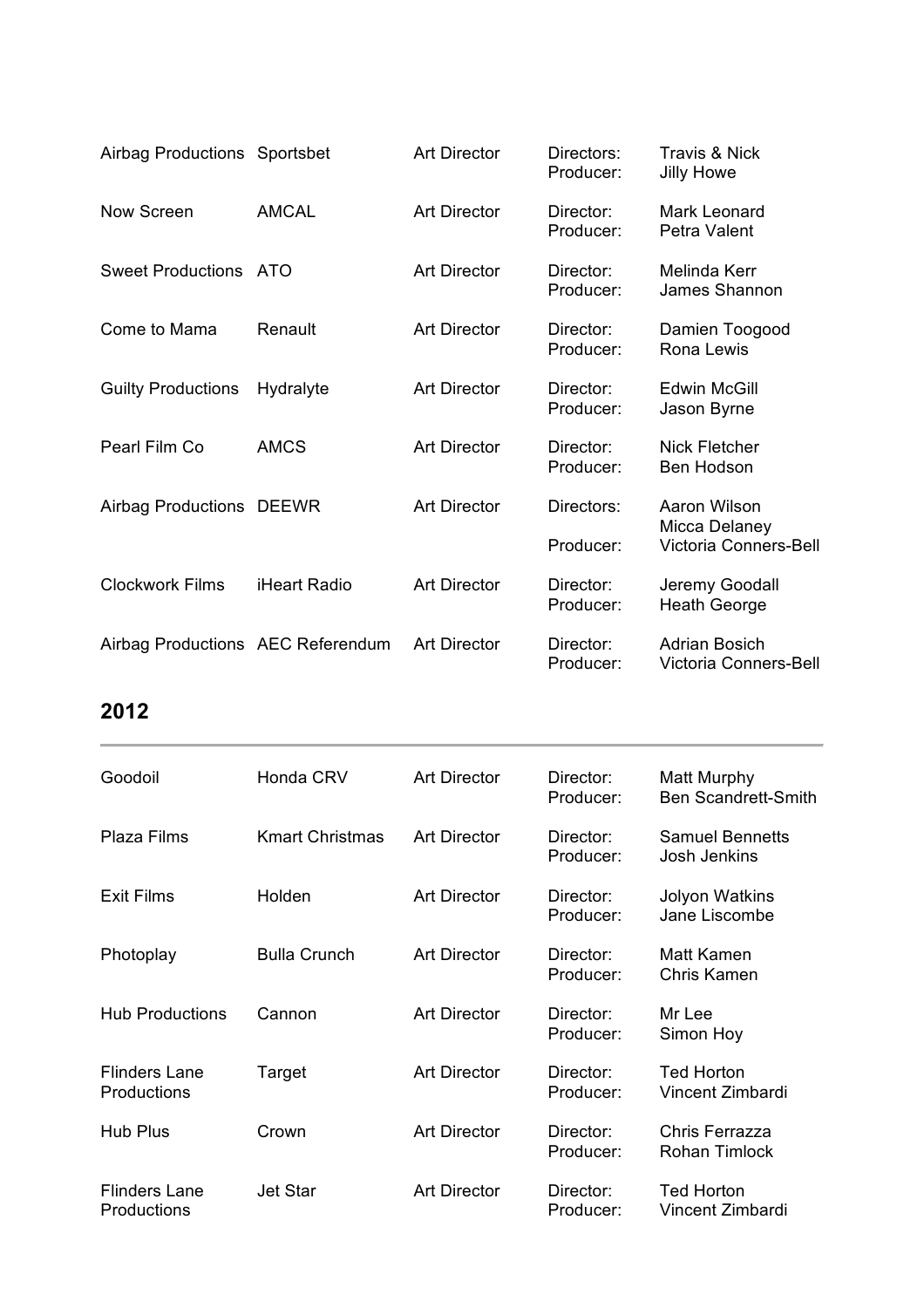| | | | | |
|---|---|---|---|---|
| Airbag Productions | Sportsbet | Art Director | Directors:<br>Producer: | Travis & Nick<br>Jilly Howe |
| Now Screen | AMCAL | Art Director | Director:<br>Producer: | Mark Leonard<br>Petra Valent |
| Sweet Productions | ATO | Art Director | Director:<br>Producer: | Melinda Kerr<br>James Shannon |
| Come to Mama | Renault | Art Director | Director:<br>Producer: | Damien Toogood<br>Rona Lewis |
| Guilty Productions | Hydralyte | Art Director | Director:<br>Producer: | Edwin McGill<br>Jason Byrne |
| Pearl Film Co | AMCS | Art Director | Director:<br>Producer: | Nick Fletcher<br>Ben Hodson |
| Airbag Productions | DEEWR | Art Director | Directors:<br><br>Producer: | Aaron Wilson<br>Micca Delaney<br>Victoria Conners-Bell |
| Clockwork Films | iHeart Radio | Art Director | Director:<br>Producer: | Jeremy Goodall<br>Heath George |
| Airbag Productions | AEC Referendum | Art Director | Director:<br>Producer: | Adrian Bosich<br>Victoria Conners-Bell |

## 2012

| | | | | |
|---|---|---|---|---|
| Goodoil | Honda CRV | Art Director | Director:<br>Producer: | Matt Murphy<br>Ben Scandrett-Smith |
| Plaza Films | Kmart Christmas | Art Director | Director:<br>Producer: | Samuel Bennetts<br>Josh Jenkins |
| Exit Films | Holden | Art Director | Director:<br>Producer: | Jolyon Watkins<br>Jane Liscombe |
| Photoplay | Bulla Crunch | Art Director | Director:<br>Producer: | Matt Kamen<br>Chris Kamen |
| Hub Productions | Cannon | Art Director | Director:<br>Producer: | Mr Lee<br>Simon Hoy |
| Flinders Lane Productions | Target | Art Director | Director:<br>Producer: | Ted Horton<br>Vincent Zimbardi |
| Hub Plus | Crown | Art Director | Director:<br>Producer: | Chris Ferrazza<br>Rohan Timlock |
| Flinders Lane Productions | Jet Star | Art Director | Director:<br>Producer: | Ted Horton<br>Vincent Zimbardi |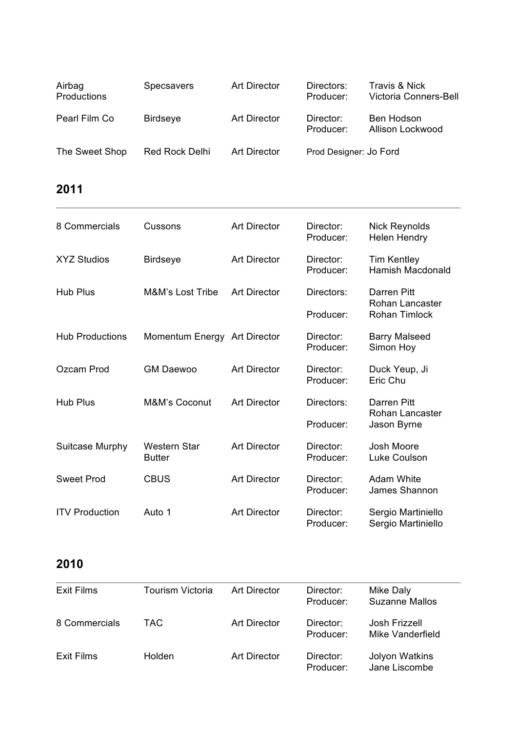| | | | | |
|---|---|---|---|---|
| Airbag Productions | Specsavers | Art Director | Directors:<br>Producer: | Travis & Nick<br>Victoria Conners-Bell |
| Pearl Film Co | Birdseye | Art Director | Director:<br>Producer: | Ben Hodson<br>Allison Lockwood |
| The Sweet Shop | Red Rock Delhi | Art Director | Prod Designer: Jo Ford | |

## 2011

| | | | | |
|---|---|---|---|---|
| 8 Commercials | Cussons | Art Director | Director:<br>Producer: | Nick Reynolds<br>Helen Hendry |
| XYZ Studios | Birdseye | Art Director | Director:<br>Producer: | Tim Kentley<br>Hamish Macdonald |
| Hub Plus | M&M's Lost Tribe | Art Director | Directors:<br><br>Producer: | Darren Pitt<br>Rohan Lancaster<br>Rohan Timlock |
| Hub Productions | Momentum Energy | Art Director | Director:<br>Producer: | Barry Malseed<br>Simon Hoy |
| Ozcam Prod | GM Daewoo | Art Director | Director:<br>Producer: | Duck Yeup, Ji<br>Eric Chu |
| Hub Plus | M&M's Coconut | Art Director | Directors:<br><br>Producer: | Darren Pitt<br>Rohan Lancaster<br>Jason Byrne |
| Suitcase Murphy | Western Star Butter | Art Director | Director:<br>Producer: | Josh Moore<br>Luke Coulson |
| Sweet Prod | CBUS | Art Director | Director:<br>Producer: | Adam White<br>James Shannon |
| ITV Production | Auto 1 | Art Director | Director:<br>Producer: | Sergio Martiniello<br>Sergio Martiniello |

## 2010

| | | | | |
|---|---|---|---|---|
| Exit Films | Tourism Victoria | Art Director | Director:<br>Producer: | Mike Daly<br>Suzanne Mallos |
| 8 Commercials | TAC | Art Director | Director:<br>Producer: | Josh Frizzell<br>Mike Vanderfield |
| Exit Films | Holden | Art Director | Director:<br>Producer: | Jolyon Watkins<br>Jane Liscombe |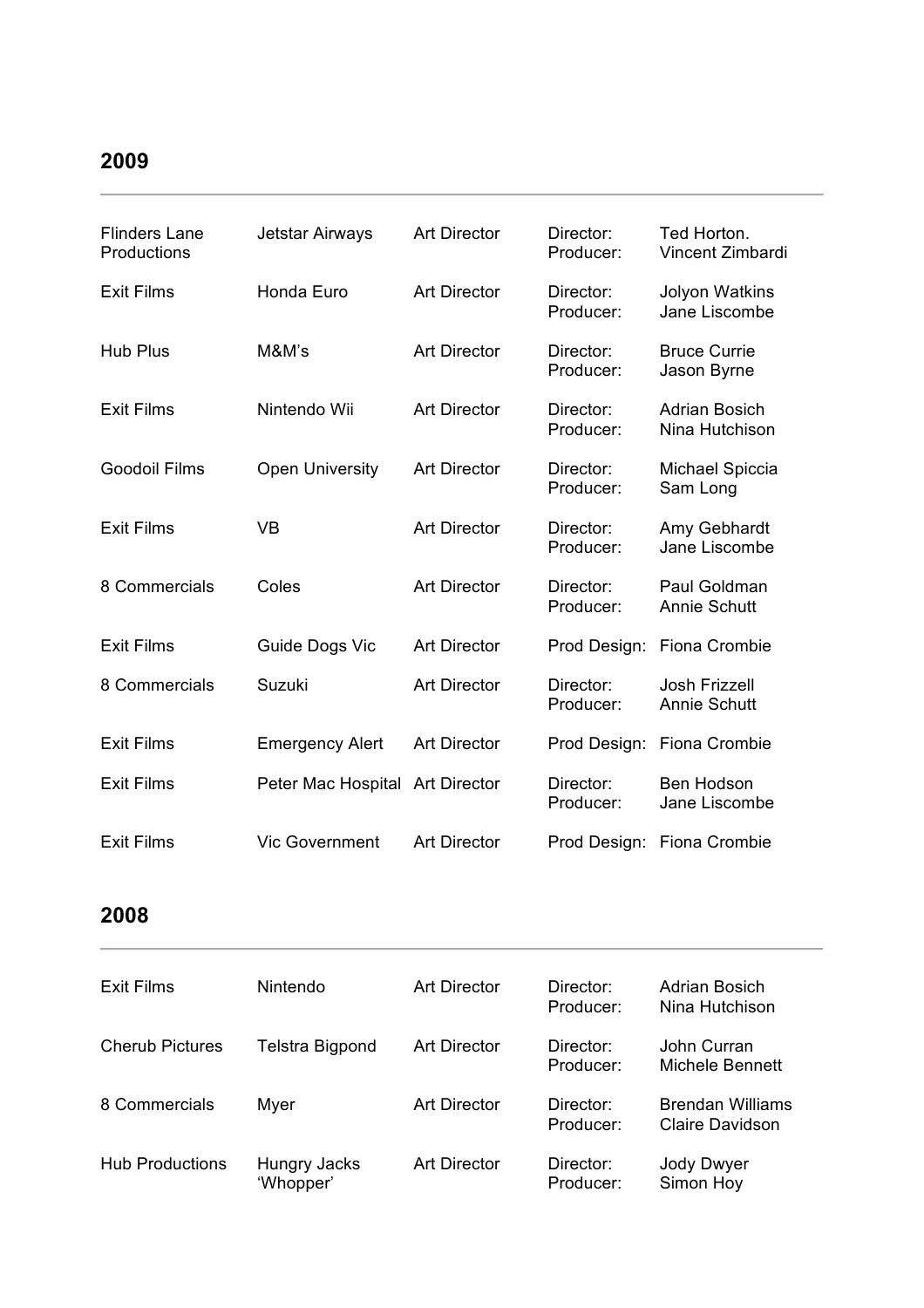## 2009

| | | | | |
|---|---|---|---|---|
| Flinders Lane Productions | Jetstar Airways | Art Director | Director:<br>Producer: | Ted Horton.<br>Vincent Zimbardi |
| Exit Films | Honda Euro | Art Director | Director:<br>Producer: | Jolyon Watkins<br>Jane Liscombe |
| Hub Plus | M&M's | Art Director | Director:<br>Producer: | Bruce Currie<br>Jason Byrne |
| Exit Films | Nintendo Wii | Art Director | Director:<br>Producer: | Adrian Bosich<br>Nina Hutchison |
| Goodoil Films | Open University | Art Director | Director:<br>Producer: | Michael Spiccia<br>Sam Long |
| Exit Films | VB | Art Director | Director:<br>Producer: | Amy Gebhardt<br>Jane Liscombe |
| 8 Commercials | Coles | Art Director | Director:<br>Producer: | Paul Goldman<br>Annie Schutt |
| Exit Films | Guide Dogs Vic | Art Director | Prod Design: | Fiona Crombie |
| 8 Commercials | Suzuki | Art Director | Director:<br>Producer: | Josh Frizzell<br>Annie Schutt |
| Exit Films | Emergency Alert | Art Director | Prod Design: | Fiona Crombie |
| Exit Films | Peter Mac Hospital | Art Director | Director:<br>Producer: | Ben Hodson<br>Jane Liscombe |
| Exit Films | Vic Government | Art Director | Prod Design: | Fiona Crombie |

## 2008

| | | | | |
|---|---|---|---|---|
| Exit Films | Nintendo | Art Director | Director:<br>Producer: | Adrian Bosich<br>Nina Hutchison |
| Cherub Pictures | Telstra Bigpond | Art Director | Director:<br>Producer: | John Curran<br>Michele Bennett |
| 8 Commercials | Myer | Art Director | Director:<br>Producer: | Brendan Williams<br>Claire Davidson |
| Hub Productions | Hungry Jacks 'Whopper' | Art Director | Director:<br>Producer: | Jody Dwyer<br>Simon Hoy |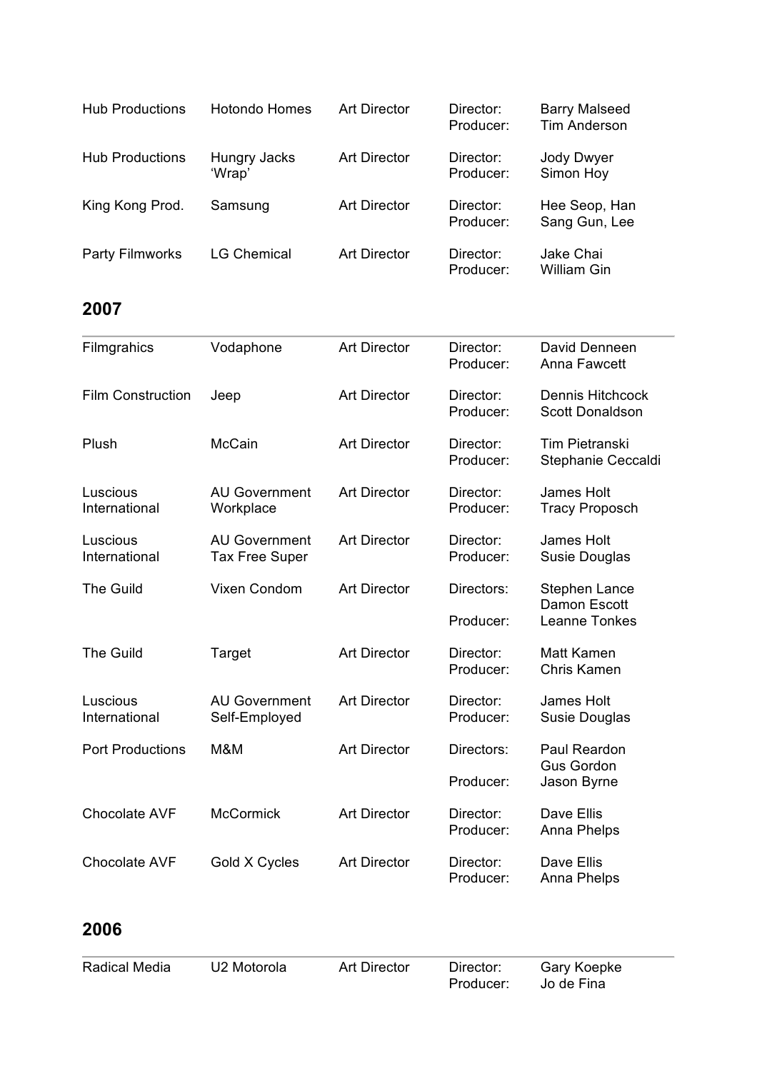| | | | | |
|---|---|---|---|---|
| Hub Productions | Hotondo Homes | Art Director | Director:<br>Producer: | Barry Malseed<br>Tim Anderson |
| Hub Productions | Hungry Jacks 'Wrap' | Art Director | Director:<br>Producer: | Jody Dwyer<br>Simon Hoy |
| King Kong Prod. | Samsung | Art Director | Director:<br>Producer: | Hee Seop, Han<br>Sang Gun, Lee |
| Party Filmworks | LG Chemical | Art Director | Director:<br>Producer: | Jake Chai<br>William Gin |

## 2007

| | | | | |
|---|---|---|---|---|
| Filmgrahics | Vodaphone | Art Director | Director:<br>Producer: | David Denneen<br>Anna Fawcett |
| Film Construction | Jeep | Art Director | Director:<br>Producer: | Dennis Hitchcock<br>Scott Donaldson |
| Plush | McCain | Art Director | Director:<br>Producer: | Tim Pietranski<br>Stephanie Ceccaldi |
| Luscious International | AU Government Workplace | Art Director | Director:<br>Producer: | James Holt<br>Tracy Proposch |
| Luscious International | AU Government Tax Free Super | Art Director | Director:<br>Producer: | James Holt<br>Susie Douglas |
| The Guild | Vixen Condom | Art Director | Directors:<br><br>Producer: | Stephen Lance<br>Damon Escott<br>Leanne Tonkes |
| The Guild | Target | Art Director | Director:<br>Producer: | Matt Kamen<br>Chris Kamen |
| Luscious International | AU Government Self-Employed | Art Director | Director:<br>Producer: | James Holt<br>Susie Douglas |
| Port Productions | M&M | Art Director | Directors:<br><br>Producer: | Paul Reardon<br>Gus Gordon<br>Jason Byrne |
| Chocolate AVF | McCormick | Art Director | Director:<br>Producer: | Dave Ellis<br>Anna Phelps |
| Chocolate AVF | Gold X Cycles | Art Director | Director:<br>Producer: | Dave Ellis<br>Anna Phelps |

## 2006

| | | | | |
|---|---|---|---|---|
| Radical Media | U2 Motorola | Art Director | Director:<br>Producer: | Gary Koepke<br>Jo de Fina |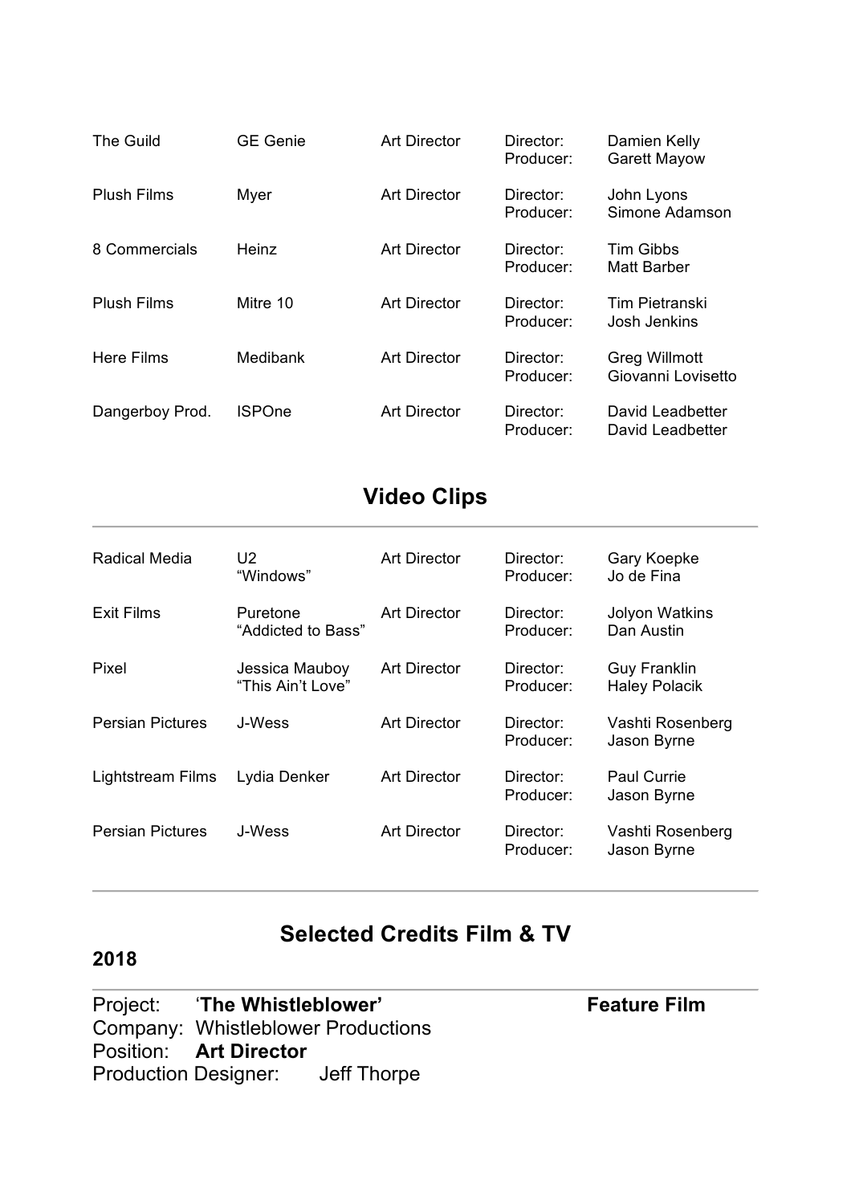| | | | | |
|---|---|---|---|---|
| The Guild | GE Genie | Art Director | Director:<br>Producer: | Damien Kelly<br>Garett Mayow |
| Plush Films | Myer | Art Director | Director:<br>Producer: | John Lyons<br>Simone Adamson |
| 8 Commercials | Heinz | Art Director | Director:<br>Producer: | Tim Gibbs<br>Matt Barber |
| Plush Films | Mitre 10 | Art Director | Director:<br>Producer: | Tim Pietranski<br>Josh Jenkins |
| Here Films | Medibank | Art Director | Director:<br>Producer: | Greg Willmott<br>Giovanni Lovisetto |
| Dangerboy Prod. | ISPOne | Art Director | Director:<br>Producer: | David Leadbetter<br>David Leadbetter |

## Video Clips

| | | | | |
|---|---|---|---|---|
| Radical Media | U2<br>"Windows" | Art Director | Director:<br>Producer: | Gary Koepke<br>Jo de Fina |
| Exit Films | Puretone<br>"Addicted to Bass" | Art Director | Director:<br>Producer: | Jolyon Watkins<br>Dan Austin |
| Pixel | Jessica Mauboy<br>"This Ain't Love" | Art Director | Director:<br>Producer: | Guy Franklin<br>Haley Polacik |
| Persian Pictures | J-Wess | Art Director | Director:<br>Producer: | Vashti Rosenberg<br>Jason Byrne |
| Lightstream Films | Lydia Denker | Art Director | Director:<br>Producer: | Paul Currie<br>Jason Byrne |
| Persian Pictures | J-Wess | Art Director | Director:<br>Producer: | Vashti Rosenberg<br>Jason Byrne |

## Selected Credits Film & TV

**2018**

Project: '**The Whistleblower**' **Feature Film**
Company: Whistleblower Productions
Position: **Art Director**
Production Designer: Jeff Thorpe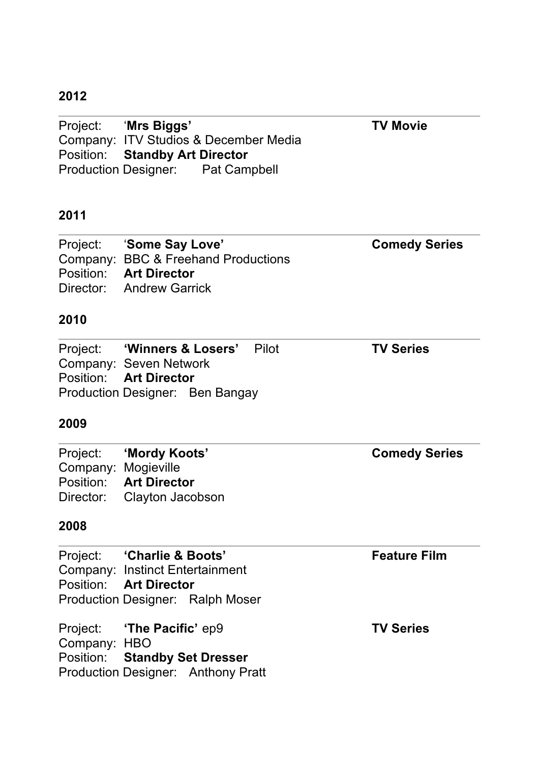**2012**

---

Project: '**Mrs Biggs'** **TV Movie**
Company: ITV Studios & December Media
Position: **Standby Art Director**
Production Designer: Pat Campbell

**2011**

---

Project: '**Some Say Love'** **Comedy Series**
Company: BBC & Freehand Productions
Position: **Art Director**
Director: Andrew Garrick

**2010**

---

Project: **'Winners & Losers'** Pilot **TV Series**
Company: Seven Network
Position: **Art Director**
Production Designer: Ben Bangay

**2009**

---

Project: **'Mordy Koots'** **Comedy Series**
Company: Mogieville
Position: **Art Director**
Director: Clayton Jacobson

**2008**

---

Project: **'Charlie & Boots'** **Feature Film**
Company: Instinct Entertainment
Position: **Art Director**
Production Designer: Ralph Moser

Project: **'The Pacific'** ep9 **TV Series**
Company: HBO
Position: **Standby Set Dresser**
Production Designer: Anthony Pratt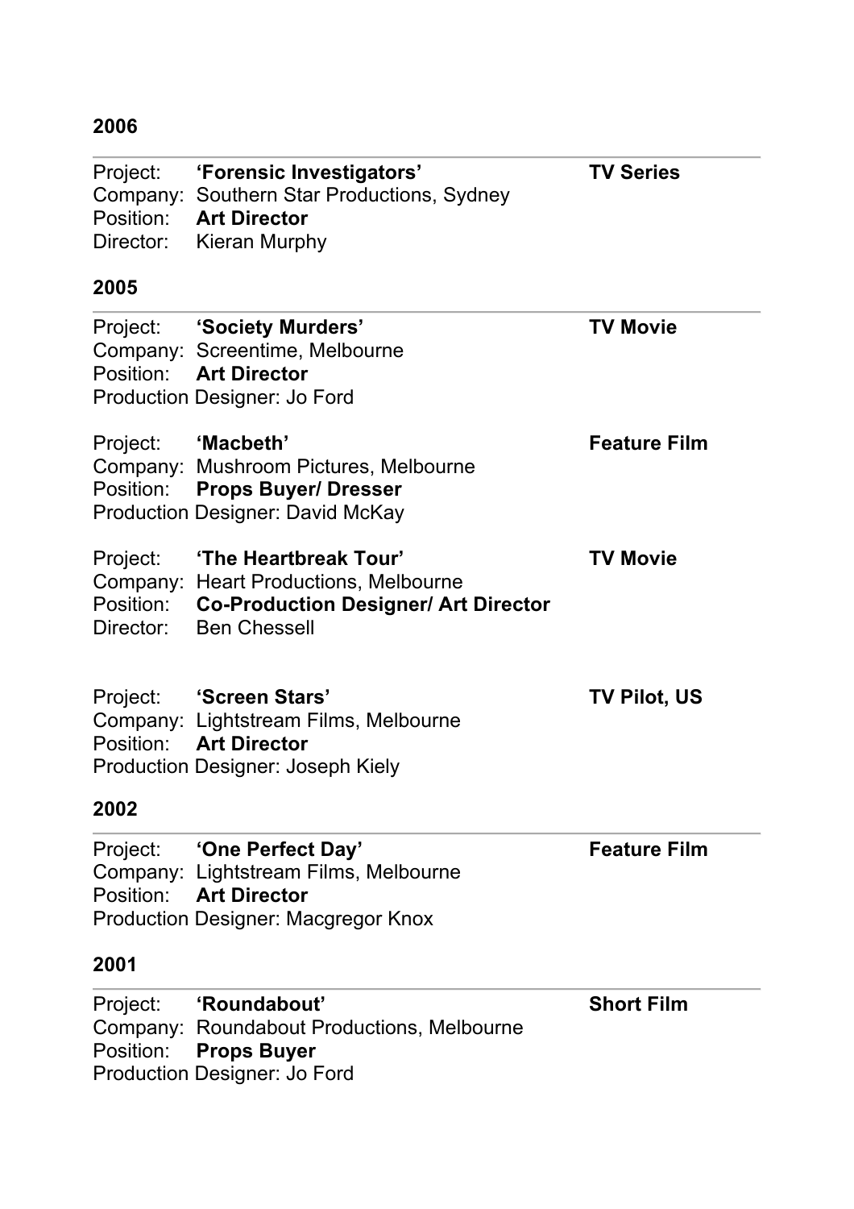## 2006

---

Project: **'Forensic Investigators'** **TV Series**
Company: Southern Star Productions, Sydney
Position: **Art Director**
Director: Kieran Murphy

## 2005

---

Project: **'Society Murders'** **TV Movie**
Company: Screentime, Melbourne
Position: **Art Director**
Production Designer: Jo Ford

Project: **'Macbeth'** **Feature Film**
Company: Mushroom Pictures, Melbourne
Position: **Props Buyer/ Dresser**
Production Designer: David McKay

Project: **'The Heartbreak Tour'** **TV Movie**
Company: Heart Productions, Melbourne
Position: **Co-Production Designer/ Art Director**
Director: Ben Chessell

Project: **'Screen Stars'** **TV Pilot, US**
Company: Lightstream Films, Melbourne
Position: **Art Director**
Production Designer: Joseph Kiely

## 2002

---

Project: **'One Perfect Day'** **Feature Film**
Company: Lightstream Films, Melbourne
Position: **Art Director**
Production Designer: Macgregor Knox

## 2001

---

Project: **'Roundabout'** **Short Film**
Company: Roundabout Productions, Melbourne
Position: **Props Buyer**
Production Designer: Jo Ford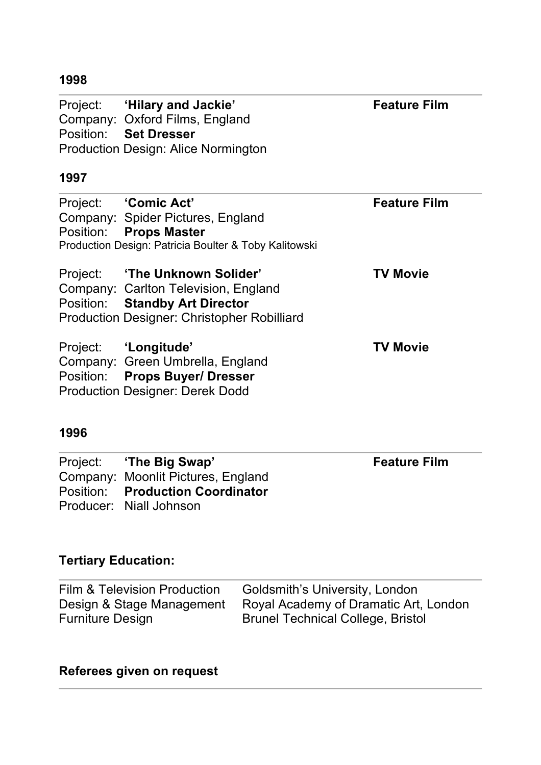**1998**

Project: **'Hilary and Jackie'** **Feature Film**
Company: Oxford Films, England
Position: **Set Dresser**
Production Design: Alice Normington

**1997**

Project: **'Comic Act'** **Feature Film**
Company: Spider Pictures, England
Position: **Props Master**
Production Design: Patricia Boulter & Toby Kalitowski

Project: **'The Unknown Solider'** **TV Movie**
Company: Carlton Television, England
Position: **Standby Art Director**
Production Designer: Christopher Robilliard

Project: **'Longitude'** **TV Movie**
Company: Green Umbrella, England
Position: **Props Buyer/ Dresser**
Production Designer: Derek Dodd

**1996**

Project: **'The Big Swap'** **Feature Film**
Company: Moonlit Pictures, England
Position: **Production Coordinator**
Producer: Niall Johnson

**Tertiary Education:**

| | |
|---|---|
| Film & Television Production | Goldsmith's University, London |
| Design & Stage Management | Royal Academy of Dramatic Art, London |
| Furniture Design | Brunel Technical College, Bristol |

**Referees given on request**